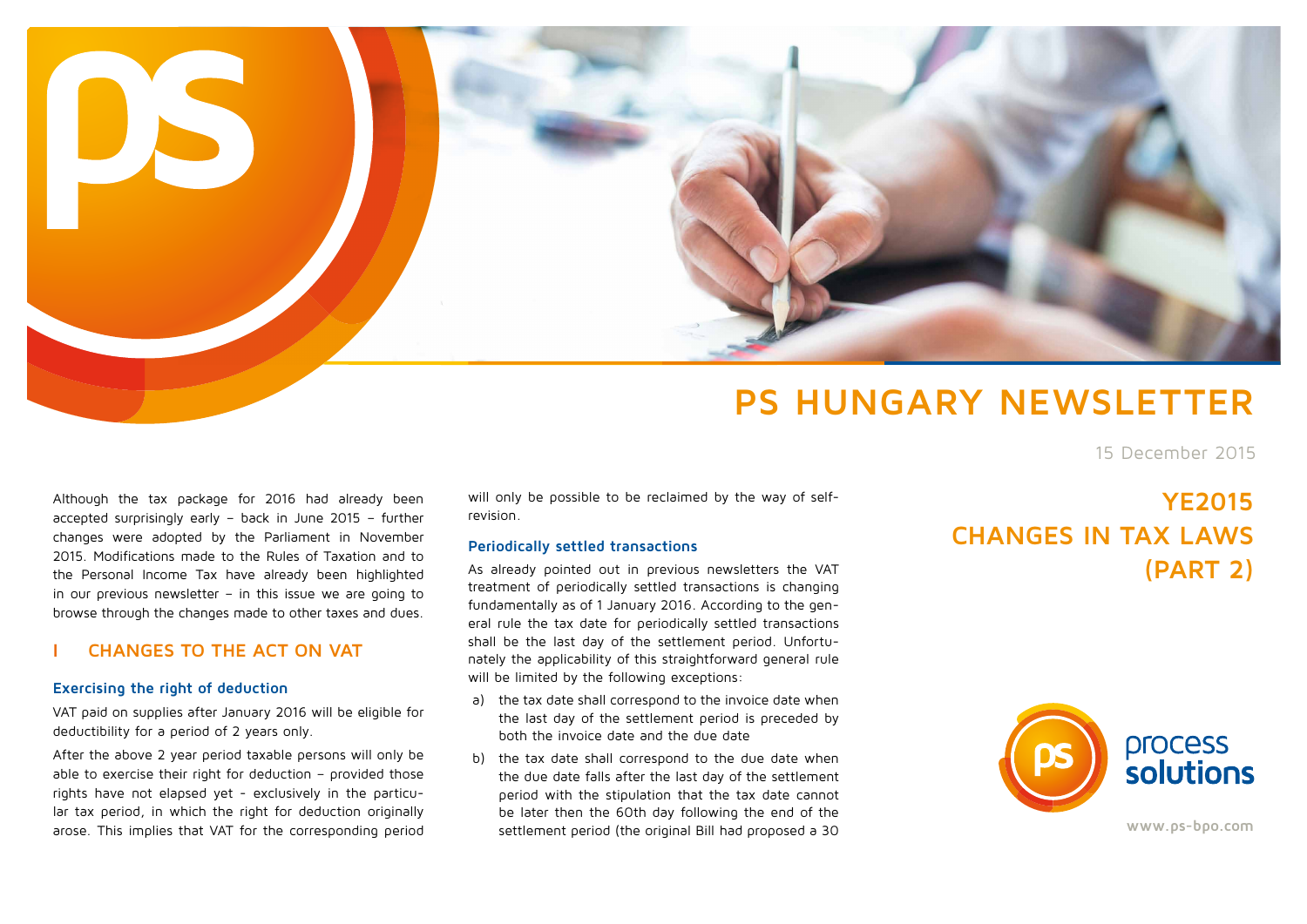# PS HUNGARY NEWSLETTER

15 December 2015

## YE2015 CHANGES IN TAX LAWS (PART 2)

Although the tax package for 2016 had already been accepted surprisingly early – back in June 2015 – further changes were adopted by the Parliament in November 2015. Modifications made to the Rules of Taxation and to the Personal Income Tax have already been highlighted in our previous newsletter – in this issue we are going to browse through the changes made to other taxes and dues.

## I CHANGES TO THE ACT ON VAT

### Exercising the right of deduction

VAT paid on supplies after January 2016 will be eligible for deductibility for a period of 2 years only.

After the above 2 year period taxable persons will only be able to exercise their right for deduction – provided those rights have not elapsed yet - exclusively in the particular tax period, in which the right for deduction originally arose. This implies that VAT for the corresponding period will only be possible to be reclaimed by the way of self-revision.

### Periodically settled transactions

As already pointed out in previous newsletters the VAT treatment of periodically settled transactions is changing fundamentally as of 1 January 2016. According to the general rule the tax date for periodically settled transactions shall be the last day of the settlement period. Unfortunately the applicability of this straightforward general rule will be limited by the following exceptions:

a) the tax date shall correspond to the invoice date when the last day of the settlement period is preceded by both the invoice date and the due date
b) the tax date shall correspond to the due date when the due date falls after the last day of the settlement period with the stipulation that the tax date cannot be later then the 60th day following the end of the settlement period (the original Bill had proposed a 30

process solutions

www.ps-bpo.com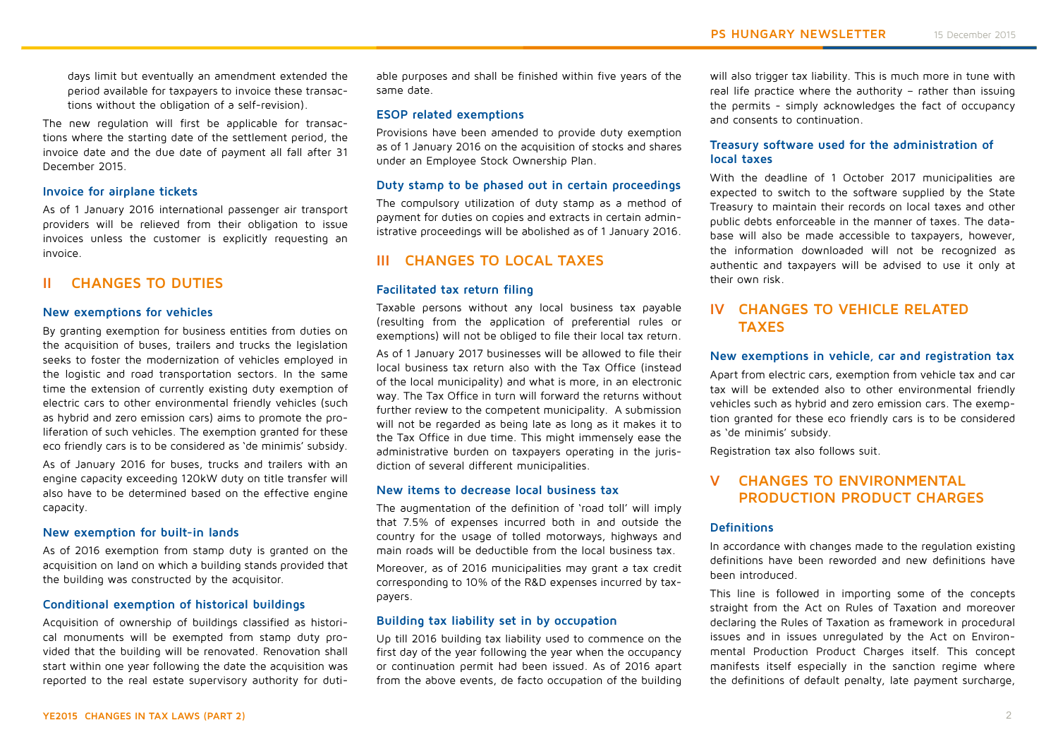days limit but eventually an amendment extended the period available for taxpayers to invoice these transactions without the obligation of a self-revision).

The new regulation will first be applicable for transactions where the starting date of the settlement period, the invoice date and the due date of payment all fall after 31 December 2015.

### Invoice for airplane tickets

As of 1 January 2016 international passenger air transport providers will be relieved from their obligation to issue invoices unless the customer is explicitly requesting an invoice.

## II CHANGES TO DUTIES

### New exemptions for vehicles

By granting exemption for business entities from duties on the acquisition of buses, trailers and trucks the legislation seeks to foster the modernization of vehicles employed in the logistic and road transportation sectors. In the same time the extension of currently existing duty exemption of electric cars to other environmental friendly vehicles (such as hybrid and zero emission cars) aims to promote the proliferation of such vehicles. The exemption granted for these eco friendly cars is to be considered as 'de minimis' subsidy.

As of January 2016 for buses, trucks and trailers with an engine capacity exceeding 120kW duty on title transfer will also have to be determined based on the effective engine capacity.

### New exemption for built-in lands

As of 2016 exemption from stamp duty is granted on the acquisition on land on which a building stands provided that the building was constructed by the acquisitor.

### Conditional exemption of historical buildings

Acquisition of ownership of buildings classified as historical monuments will be exempted from stamp duty provided that the building will be renovated. Renovation shall start within one year following the date the acquisition was reported to the real estate supervisory authority for dutiable purposes and shall be finished within five years of the same date.

### ESOP related exemptions

Provisions have been amended to provide duty exemption as of 1 January 2016 on the acquisition of stocks and shares under an Employee Stock Ownership Plan.

### Duty stamp to be phased out in certain proceedings

The compulsory utilization of duty stamp as a method of payment for duties on copies and extracts in certain administrative proceedings will be abolished as of 1 January 2016.

## III CHANGES TO LOCAL TAXES

### Facilitated tax return filing

Taxable persons without any local business tax payable (resulting from the application of preferential rules or exemptions) will not be obliged to file their local tax return.

As of 1 January 2017 businesses will be allowed to file their local business tax return also with the Tax Office (instead of the local municipality) and what is more, in an electronic way. The Tax Office in turn will forward the returns without further review to the competent municipality. A submission will not be regarded as being late as long as it makes it to the Tax Office in due time. This might immensely ease the administrative burden on taxpayers operating in the jurisdiction of several different municipalities.

### New items to decrease local business tax

The augmentation of the definition of 'road toll' will imply that 7.5% of expenses incurred both in and outside the country for the usage of tolled motorways, highways and main roads will be deductible from the local business tax.

Moreover, as of 2016 municipalities may grant a tax credit corresponding to 10% of the R&D expenses incurred by taxpayers.

### Building tax liability set in by occupation

Up till 2016 building tax liability used to commence on the first day of the year following the year when the occupancy or continuation permit had been issued. As of 2016 apart from the above events, de facto occupation of the building will also trigger tax liability. This is much more in tune with real life practice where the authority – rather than issuing the permits - simply acknowledges the fact of occupancy and consents to continuation.

### Treasury software used for the administration of local taxes

With the deadline of 1 October 2017 municipalities are expected to switch to the software supplied by the State Treasury to maintain their records on local taxes and other public debts enforceable in the manner of taxes. The database will also be made accessible to taxpayers, however, the information downloaded will not be recognized as authentic and taxpayers will be advised to use it only at their own risk.

## IV CHANGES TO VEHICLE RELATED TAXES

### New exemptions in vehicle, car and registration tax

Apart from electric cars, exemption from vehicle tax and car tax will be extended also to other environmental friendly vehicles such as hybrid and zero emission cars. The exemption granted for these eco friendly cars is to be considered as 'de minimis' subsidy.

Registration tax also follows suit.

## V CHANGES TO ENVIRONMENTAL PRODUCTION PRODUCT CHARGES

### Definitions

In accordance with changes made to the regulation existing definitions have been reworded and new definitions have been introduced.

This line is followed in importing some of the concepts straight from the Act on Rules of Taxation and moreover declaring the Rules of Taxation as framework in procedural issues and in issues unregulated by the Act on Environmental Production Product Charges itself. This concept manifests itself especially in the sanction regime where the definitions of default penalty, late payment surcharge,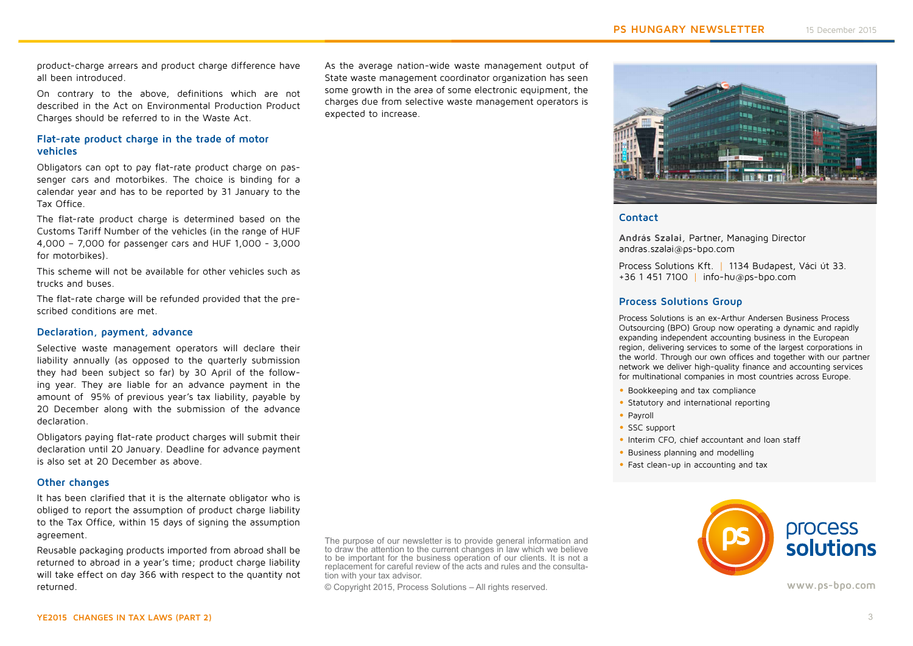product-charge arrears and product charge difference have all been introduced.

On contrary to the above, definitions which are not described in the Act on Environmental Production Product Charges should be referred to in the Waste Act.

### Flat-rate product charge in the trade of motor vehicles

Obligators can opt to pay flat-rate product charge on passenger cars and motorbikes. The choice is binding for a calendar year and has to be reported by 31 January to the Tax Office.

The flat-rate product charge is determined based on the Customs Tariff Number of the vehicles (in the range of HUF 4,000 – 7,000 for passenger cars and HUF 1,000 - 3,000 for motorbikes).

This scheme will not be available for other vehicles such as trucks and buses.

The flat-rate charge will be refunded provided that the prescribed conditions are met.

### Declaration, payment, advance

Selective waste management operators will declare their liability annually (as opposed to the quarterly submission they had been subject so far) by 30 April of the following year. They are liable for an advance payment in the amount of 95% of previous year's tax liability, payable by 20 December along with the submission of the advance declaration.

Obligators paying flat-rate product charges will submit their declaration until 20 January. Deadline for advance payment is also set at 20 December as above.

### Other changes

It has been clarified that it is the alternate obligator who is obliged to report the assumption of product charge liability to the Tax Office, within 15 days of signing the assumption agreement.

Reusable packaging products imported from abroad shall be returned to abroad in a year's time; product charge liability will take effect on day 366 with respect to the quantity not returned.

As the average nation-wide waste management output of State waste management coordinator organization has seen some growth in the area of some electronic equipment, the charges due from selective waste management operators is expected to increase.

The purpose of our newsletter is to provide general information and to draw the attention to the current changes in law which we believe to be important for the business operation of our clients. It is not a replacement for careful review of the acts and rules and the consultation with your tax advisor.

© Copyright 2015, Process Solutions – All rights reserved.

### Contact

**András Szalai**, Partner, Managing Director
andras.szalai@ps-bpo.com

Process Solutions Kft. | 1134 Budapest, Váci út 33.
+36 1 451 7100 | info-hu@ps-bpo.com

### Process Solutions Group

Process Solutions is an ex-Arthur Andersen Business Process Outsourcing (BPO) Group now operating a dynamic and rapidly expanding independent accounting business in the European region, delivering services to some of the largest corporations in the world. Through our own offices and together with our partner network we deliver high-quality finance and accounting services for multinational companies in most countries across Europe.

- Bookkeeping and tax compliance
- Statutory and international reporting
- Payroll
- SSC support
- Interim CFO, chief accountant and loan staff
- Business planning and modelling
- Fast clean-up in accounting and tax

process solutions

www.ps-bpo.com